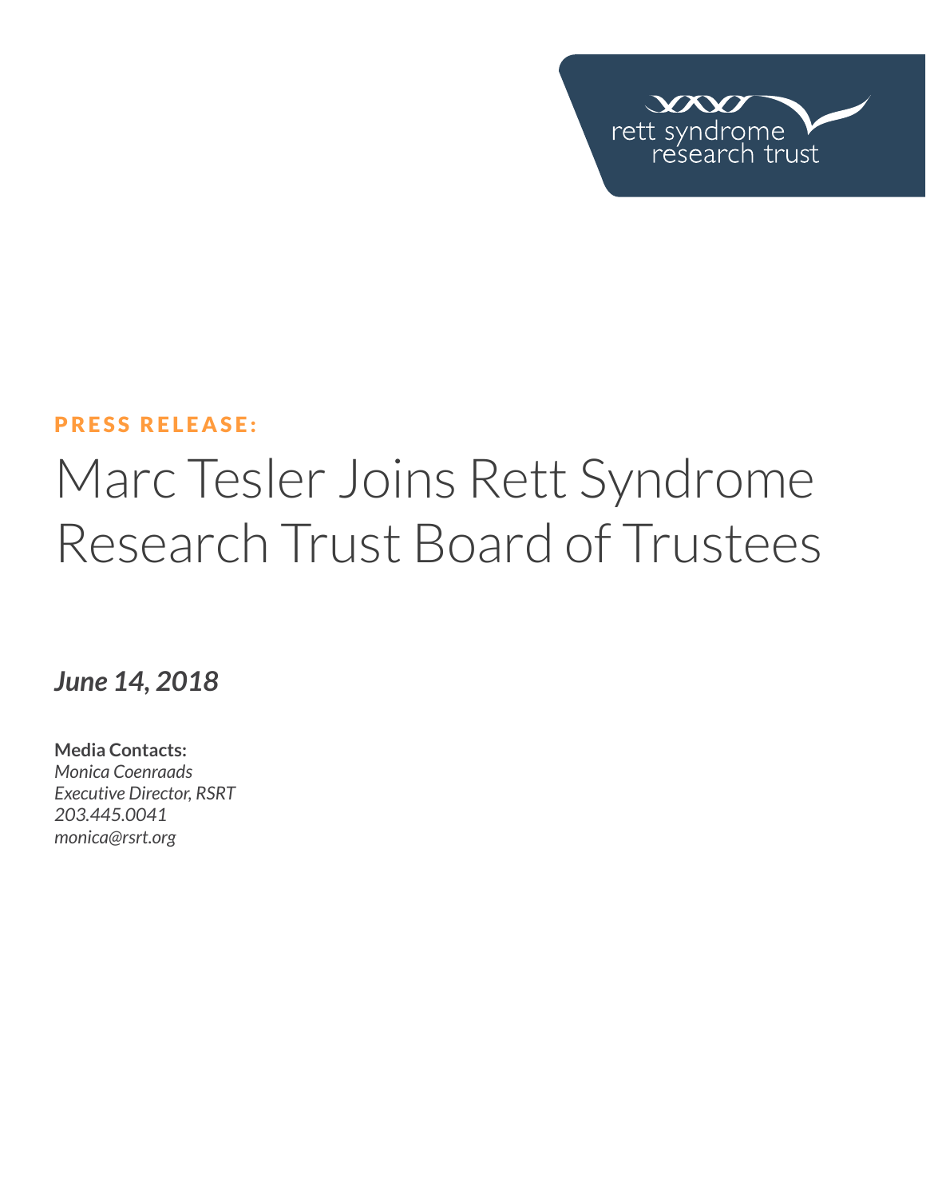rett syndrome research trust

PRESS RELEASE:

# Marc Tesler Joins Rett Syndrome Research Trust Board of Trustees

***June 14, 2018***

**Media Contacts:**
*Monica Coenraads*
*Executive Director, RSRT*
*203.445.0041*
*monica@rsrt.org*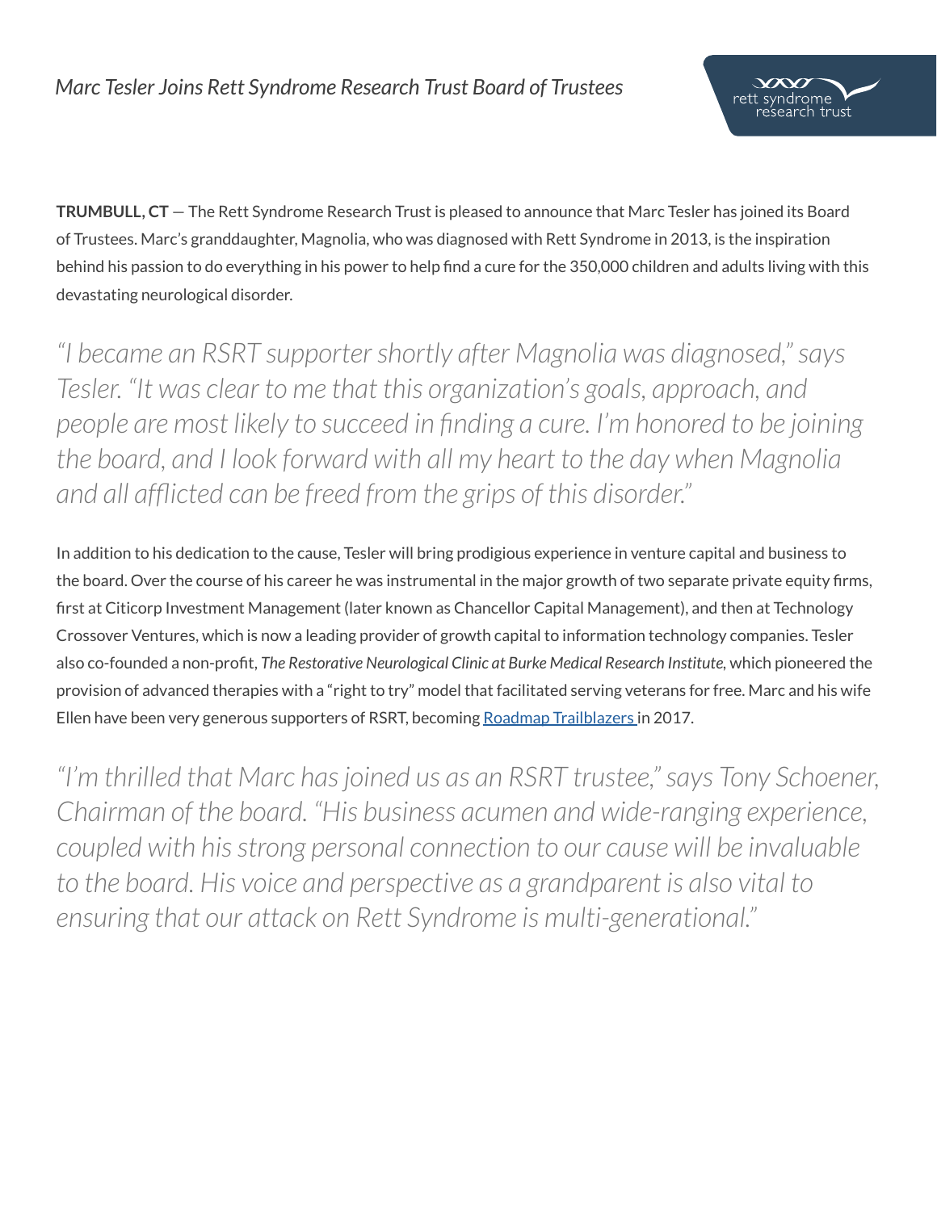*Marc Tesler Joins Rett Syndrome Research Trust Board of Trustees*

**TRUMBULL, CT** — The Rett Syndrome Research Trust is pleased to announce that Marc Tesler has joined its Board of Trustees. Marc's granddaughter, Magnolia, who was diagnosed with Rett Syndrome in 2013, is the inspiration behind his passion to do everything in his power to help find a cure for the 350,000 children and adults living with this devastating neurological disorder.

*"I became an RSRT supporter shortly after Magnolia was diagnosed," says Tesler. "It was clear to me that this organization's goals, approach, and people are most likely to succeed in finding a cure. I'm honored to be joining the board, and I look forward with all my heart to the day when Magnolia and all afflicted can be freed from the grips of this disorder."*

In addition to his dedication to the cause, Tesler will bring prodigious experience in venture capital and business to the board. Over the course of his career he was instrumental in the major growth of two separate private equity firms, first at Citicorp Investment Management (later known as Chancellor Capital Management), and then at Technology Crossover Ventures, which is now a leading provider of growth capital to information technology companies. Tesler also co-founded a non-profit, *The Restorative Neurological Clinic at Burke Medical Research Institute,* which pioneered the provision of advanced therapies with a "right to try" model that facilitated serving veterans for free. Marc and his wife Ellen have been very generous supporters of RSRT, becoming Roadmap Trailblazers in 2017.

*"I'm thrilled that Marc has joined us as an RSRT trustee," says Tony Schoener, Chairman of the board. "His business acumen and wide-ranging experience, coupled with his strong personal connection to our cause will be invaluable to the board. His voice and perspective as a grandparent is also vital to ensuring that our attack on Rett Syndrome is multi-generational."*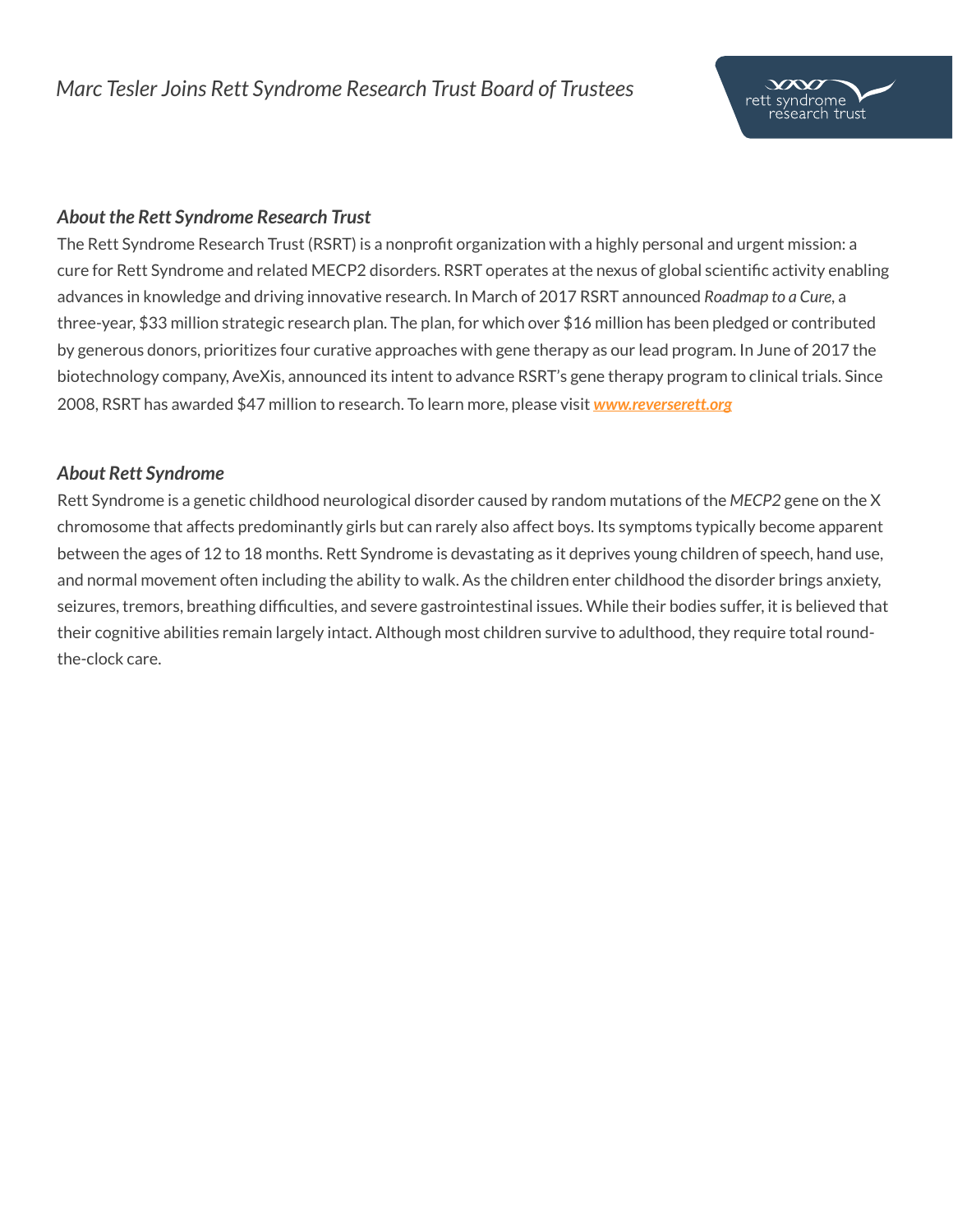### *About the Rett Syndrome Research Trust*

The Rett Syndrome Research Trust (RSRT) is a nonprofit organization with a highly personal and urgent mission: a cure for Rett Syndrome and related MECP2 disorders. RSRT operates at the nexus of global scientific activity enabling advances in knowledge and driving innovative research. In March of 2017 RSRT announced *Roadmap to a Cure*, a three-year, $33 million strategic research plan. The plan, for which over $16 million has been pledged or contributed by generous donors, prioritizes four curative approaches with gene therapy as our lead program. In June of 2017 the biotechnology company, AveXis, announced its intent to advance RSRT's gene therapy program to clinical trials. Since 2008, RSRT has awarded $47 million to research. To learn more, please visit ***www.reverserett.org***

### *About Rett Syndrome*

Rett Syndrome is a genetic childhood neurological disorder caused by random mutations of the *MECP2* gene on the X chromosome that affects predominantly girls but can rarely also affect boys. Its symptoms typically become apparent between the ages of 12 to 18 months. Rett Syndrome is devastating as it deprives young children of speech, hand use, and normal movement often including the ability to walk. As the children enter childhood the disorder brings anxiety, seizures, tremors, breathing difficulties, and severe gastrointestinal issues. While their bodies suffer, it is believed that their cognitive abilities remain largely intact. Although most children survive to adulthood, they require total round-the-clock care.